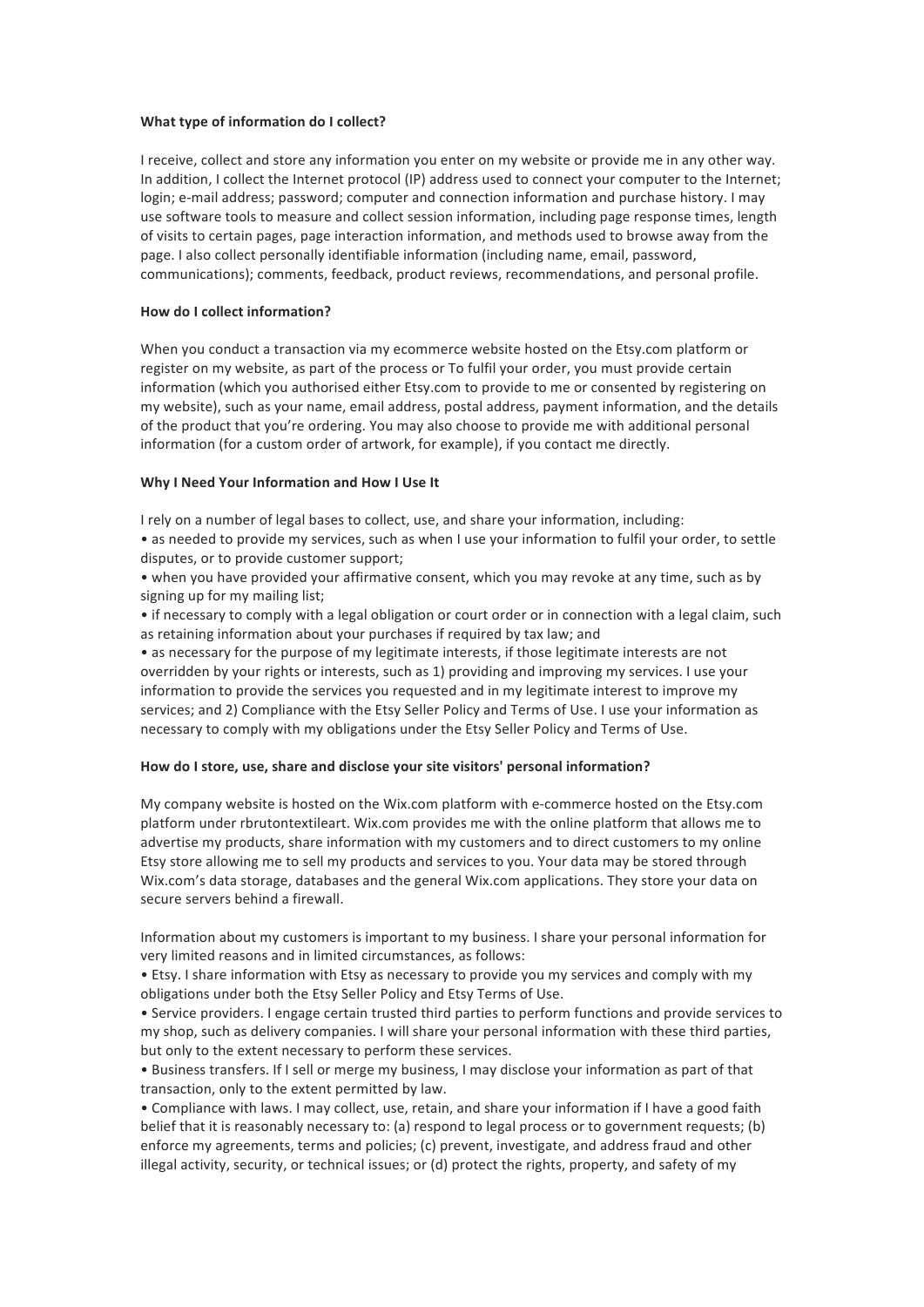**What type of information do I collect?**

I receive, collect and store any information you enter on my website or provide me in any other way. In addition, I collect the Internet protocol (IP) address used to connect your computer to the Internet; login; e-mail address; password; computer and connection information and purchase history. I may use software tools to measure and collect session information, including page response times, length of visits to certain pages, page interaction information, and methods used to browse away from the page. I also collect personally identifiable information (including name, email, password, communications); comments, feedback, product reviews, recommendations, and personal profile.

**How do I collect information?**

When you conduct a transaction via my ecommerce website hosted on the Etsy.com platform or register on my website, as part of the process or To fulfil your order, you must provide certain information (which you authorised either Etsy.com to provide to me or consented by registering on my website), such as your name, email address, postal address, payment information, and the details of the product that you're ordering. You may also choose to provide me with additional personal information (for a custom order of artwork, for example), if you contact me directly.

**Why I Need Your Information and How I Use It**

I rely on a number of legal bases to collect, use, and share your information, including:

• as needed to provide my services, such as when I use your information to fulfil your order, to settle disputes, or to provide customer support;

• when you have provided your affirmative consent, which you may revoke at any time, such as by signing up for my mailing list;

• if necessary to comply with a legal obligation or court order or in connection with a legal claim, such as retaining information about your purchases if required by tax law; and

• as necessary for the purpose of my legitimate interests, if those legitimate interests are not overridden by your rights or interests, such as 1) providing and improving my services. I use your information to provide the services you requested and in my legitimate interest to improve my services; and 2) Compliance with the Etsy Seller Policy and Terms of Use. I use your information as necessary to comply with my obligations under the Etsy Seller Policy and Terms of Use.

**How do I store, use, share and disclose your site visitors' personal information?**

My company website is hosted on the Wix.com platform with e-commerce hosted on the Etsy.com platform under rbrutontextileart. Wix.com provides me with the online platform that allows me to advertise my products, share information with my customers and to direct customers to my online Etsy store allowing me to sell my products and services to you. Your data may be stored through Wix.com's data storage, databases and the general Wix.com applications. They store your data on secure servers behind a firewall.

Information about my customers is important to my business. I share your personal information for very limited reasons and in limited circumstances, as follows:

• Etsy. I share information with Etsy as necessary to provide you my services and comply with my obligations under both the Etsy Seller Policy and Etsy Terms of Use.

• Service providers. I engage certain trusted third parties to perform functions and provide services to my shop, such as delivery companies. I will share your personal information with these third parties, but only to the extent necessary to perform these services.

• Business transfers. If I sell or merge my business, I may disclose your information as part of that transaction, only to the extent permitted by law.

• Compliance with laws. I may collect, use, retain, and share your information if I have a good faith belief that it is reasonably necessary to: (a) respond to legal process or to government requests; (b) enforce my agreements, terms and policies; (c) prevent, investigate, and address fraud and other illegal activity, security, or technical issues; or (d) protect the rights, property, and safety of my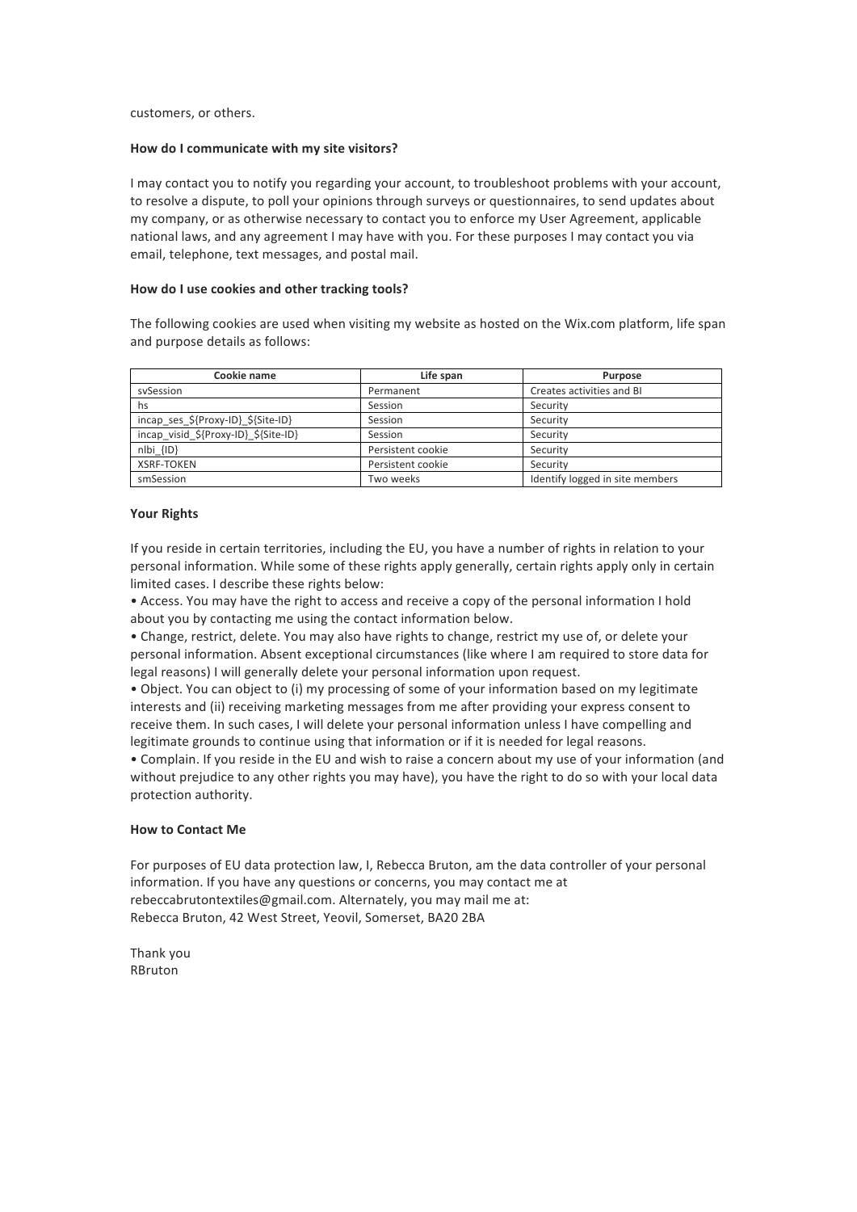customers, or others.

**How do I communicate with my site visitors?**

I may contact you to notify you regarding your account, to troubleshoot problems with your account, to resolve a dispute, to poll your opinions through surveys or questionnaires, to send updates about my company, or as otherwise necessary to contact you to enforce my User Agreement, applicable national laws, and any agreement I may have with you. For these purposes I may contact you via email, telephone, text messages, and postal mail.

**How do I use cookies and other tracking tools?**

The following cookies are used when visiting my website as hosted on the Wix.com platform, life span and purpose details as follows:

| Cookie name | Life span | Purpose |
|---|---|---|
| svSession | Permanent | Creates activities and BI |
| hs | Session | Security |
| incap_ses_${Proxy-ID}_${Site-ID} | Session | Security |
| incap_visid_${Proxy-ID}_${Site-ID} | Session | Security |
| nlbi_{ID} | Persistent cookie | Security |
| XSRF-TOKEN | Persistent cookie | Security |
| smSession | Two weeks | Identify logged in site members |

**Your Rights**

If you reside in certain territories, including the EU, you have a number of rights in relation to your personal information. While some of these rights apply generally, certain rights apply only in certain limited cases. I describe these rights below:

• Access. You may have the right to access and receive a copy of the personal information I hold about you by contacting me using the contact information below.

• Change, restrict, delete. You may also have rights to change, restrict my use of, or delete your personal information. Absent exceptional circumstances (like where I am required to store data for legal reasons) I will generally delete your personal information upon request.

• Object. You can object to (i) my processing of some of your information based on my legitimate interests and (ii) receiving marketing messages from me after providing your express consent to receive them. In such cases, I will delete your personal information unless I have compelling and legitimate grounds to continue using that information or if it is needed for legal reasons.

• Complain. If you reside in the EU and wish to raise a concern about my use of your information (and without prejudice to any other rights you may have), you have the right to do so with your local data protection authority.

**How to Contact Me**

For purposes of EU data protection law, I, Rebecca Bruton, am the data controller of your personal information. If you have any questions or concerns, you may contact me at rebeccabrutontextiles@gmail.com. Alternately, you may mail me at:
Rebecca Bruton, 42 West Street, Yeovil, Somerset, BA20 2BA

Thank you
RBruton